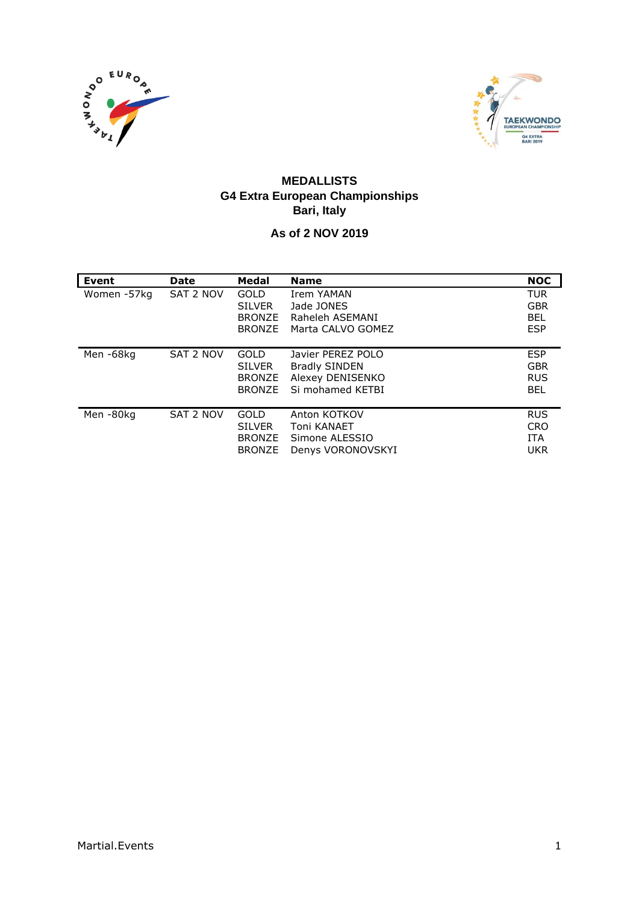# MEDALLISTS

## G4 Extra European Championships

## Bari, Italy

### As of 2 NOV 2019

| Event | Date | Medal | Name | NOC |
|---|---|---|---|---|
| Women -57kg | SAT 2 NOV | GOLD | Irem YAMAN | TUR |
| | | SILVER | Jade JONES | GBR |
| | | BRONZE | Raheleh ASEMANI | BEL |
| | | BRONZE | Marta CALVO GOMEZ | ESP |
| Men -68kg | SAT 2 NOV | GOLD | Javier PEREZ POLO | ESP |
| | | SILVER | Bradly SINDEN | GBR |
| | | BRONZE | Alexey DENISENKO | RUS |
| | | BRONZE | Si mohamed KETBI | BEL |
| Men -80kg | SAT 2 NOV | GOLD | Anton KOTKOV | RUS |
| | | SILVER | Toni KANAET | CRO |
| | | BRONZE | Simone ALESSIO | ITA |
| | | BRONZE | Denys VORONOVSKYI | UKR |

Martial.Events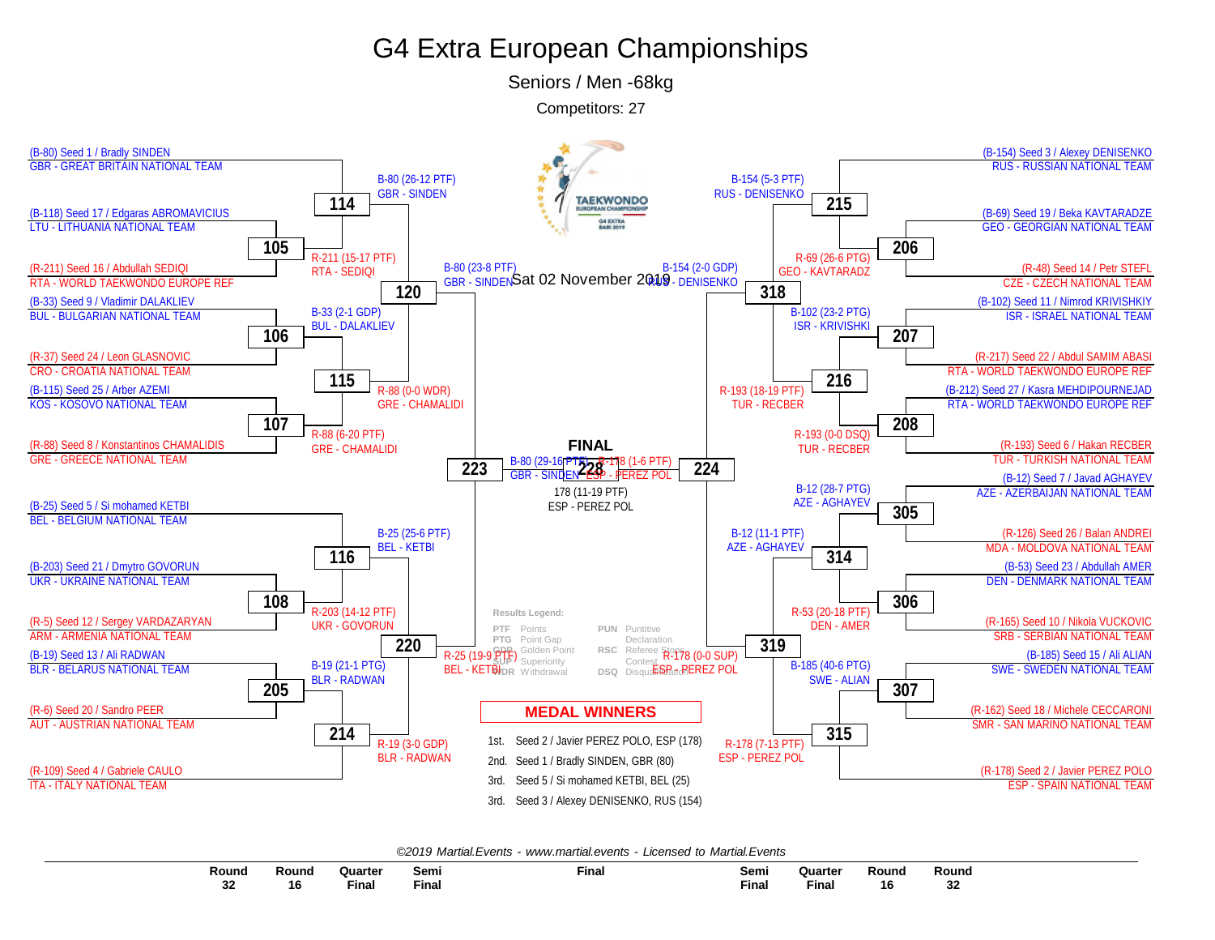# G4 Extra European Championships

## Seniors / Men -68kg

Competitors: 27

Sat 02 November 2019

### Left half of bracket

**Round 32 / Round 16**

- (B-80) Seed 1 / Bradly SINDEN — GBR - GREAT BRITAIN NATIONAL TEAM
- (B-118) Seed 17 / Edgaras ABROMAVICIUS — LTU - LITHUANIA NATIONAL TEAM
- (R-211) Seed 16 / Abdullah SEDIQI — RTA - WORLD TAEKWONDO EUROPE REF
- (B-33) Seed 9 / Vladimir DALAKLIEV — BUL - BULGARIAN NATIONAL TEAM
- (R-37) Seed 24 / Leon GLASNOVIC — CRO - CROATIA NATIONAL TEAM
- (B-115) Seed 25 / Arber AZEMI — KOS - KOSOVO NATIONAL TEAM
- (R-88) Seed 8 / Konstantinos CHAMALIDIS — GRE - GREECE NATIONAL TEAM
- (B-25) Seed 5 / Si mohamed KETBI — BEL - BELGIUM NATIONAL TEAM
- (B-203) Seed 21 / Dmytro GOVORUN — UKR - UKRAINE NATIONAL TEAM
- (R-5) Seed 12 / Sergey VARDAZARYAN — ARM - ARMENIA NATIONAL TEAM
- (B-19) Seed 13 / Ali RADWAN — BLR - BELARUS NATIONAL TEAM
- (R-6) Seed 20 / Sandro PEER — AUT - AUSTRIAN NATIONAL TEAM
- (R-109) Seed 4 / Gabriele CAULO — ITA - ITALY NATIONAL TEAM

**Results**

- 105: R-211 (15-17 PTF) RTA - SEDIQI
- 106: B-33 (2-1 GDP) BUL - DALAKLIEV
- 107: R-88 (6-20 PTF) GRE - CHAMALIDI
- 108: R-203 (14-12 PTF) UKR - GOVORUN
- 205: B-19 (21-1 PTG) BLR - RADWAN
- 114: B-80 (26-12 PTF) GBR - SINDEN
- 115: R-88 (0-0 WDR) GRE - CHAMALIDI
- 116: B-25 (25-6 PTF) BEL - KETBI
- 214: R-19 (3-0 GDP) BLR - RADWAN
- 120: B-80 (23-8 PTF) GBR - SINDEN
- 220: R-25 (19-9 PTF) BEL - KETBI
- 223: B-80 (29-16 PTF) GBR - SINDEN

### Right half of bracket

**Round 32 / Round 16**

- (B-154) Seed 3 / Alexey DENISENKO — RUS - RUSSIAN NATIONAL TEAM
- (B-69) Seed 19 / Beka KAVTARADZE — GEO - GEORGIAN NATIONAL TEAM
- (R-48) Seed 14 / Petr STEFL — CZE - CZECH NATIONAL TEAM
- (B-102) Seed 11 / Nimrod KRIVISHKIY — ISR - ISRAEL NATIONAL TEAM
- (R-217) Seed 22 / Abdul SAMIM ABASI — RTA - WORLD TAEKWONDO EUROPE REF
- (B-212) Seed 27 / Kasra MEHDIPOURNEJAD — RTA - WORLD TAEKWONDO EUROPE REF
- (R-193) Seed 6 / Hakan RECBER — TUR - TURKISH NATIONAL TEAM
- (B-12) Seed 7 / Javad AGHAYEV — AZE - AZERBAIJAN NATIONAL TEAM
- (R-126) Seed 26 / Balan ANDREI — MDA - MOLDOVA NATIONAL TEAM
- (B-53) Seed 23 / Abdullah AMER — DEN - DENMARK NATIONAL TEAM
- (R-165) Seed 10 / Nikola VUCKOVIC — SRB - SERBIAN NATIONAL TEAM
- (B-185) Seed 15 / Ali ALIAN — SWE - SWEDEN NATIONAL TEAM
- (R-162) Seed 18 / Michele CECCARONI — SMR - SAN MARINO NATIONAL TEAM
- (R-178) Seed 2 / Javier PEREZ POLO — ESP - SPAIN NATIONAL TEAM

**Results**

- 206: R-69 (26-6 PTG) GEO - KAVTARADZ
- 207: B-102 (23-2 PTG) ISR - KRIVISHKI
- 208: R-193 (0-0 DSQ) TUR - RECBER
- 305: B-12 (28-7 PTG) AZE - AGHAYEV
- 306: R-53 (20-18 PTF) DEN - AMER
- 307: B-185 (40-6 PTG) SWE - ALIAN
- 215: B-154 (5-3 PTF) RUS - DENISENKO
- 216: R-193 (18-19 PTF) TUR - RECBER
- 314: B-12 (11-1 PTF) AZE - AGHAYEV
- 315: R-178 (7-13 PTF) ESP - PEREZ POL
- 318: B-154 (2-0 GDP) RUS - DENISENKO
- 319: R-178 (0-0 SUP) ESP - PEREZ POL
- 224: R-178 (1-6 PTF) ESP - PEREZ POL

### FINAL

228: 178 (11-19 PTF) ESP - PEREZ POL

**Results Legend:**

| | | | |
|---|---|---|---|
| PTF | Points | PUN | Puntitive Declaration |
| PTG | Point Gap | RSC | Referee Stops Contest |
| GDP | Golden Point | DSQ | Disqualification |
| SUP | Superiority | | |
| WDR | Withdrawal | | |

### MEDAL WINNERS

- 1st. Seed 2 / Javier PEREZ POLO, ESP (178)
- 2nd. Seed 1 / Bradly SINDEN, GBR (80)
- 3rd. Seed 5 / Si mohamed KETBI, BEL (25)
- 3rd. Seed 3 / Alexey DENISENKO, RUS (154)

*©2019 Martial.Events - www.martial.events - Licensed to Martial.Events*

| Round 32 | Round 16 | Quarter Final | Semi Final | Final | Semi Final | Quarter Final | Round 16 | Round 32 |
|---|---|---|---|---|---|---|---|---|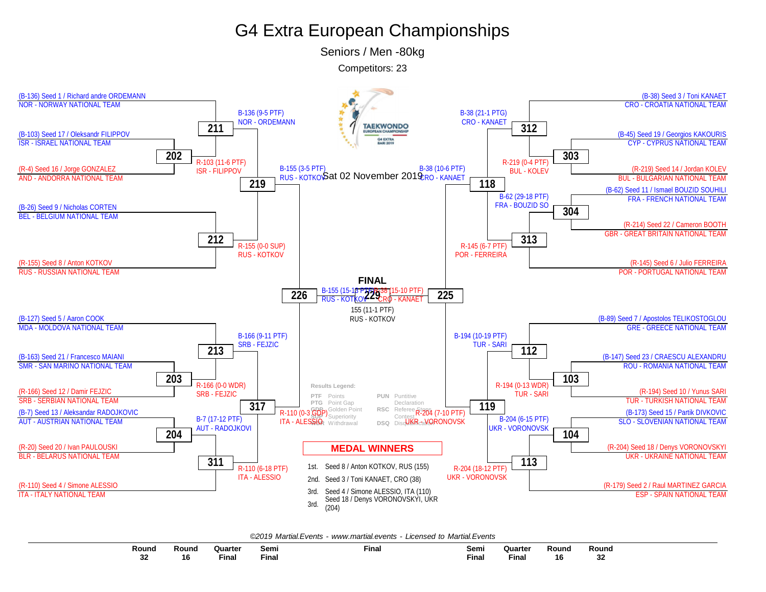# G4 Extra European Championships

## Seniors / Men -80kg

Competitors: 23

Sat 02 November 2019

### Competitors

| Bracket | Competitor | Team |
|---|---|---|
| Top left | (B-136) Seed 1 / Richard andre ORDEMANN | NOR - NORWAY NATIONAL TEAM |
| Top left | (B-103) Seed 17 / Oleksandr FILIPPOV | ISR - ISRAEL NATIONAL TEAM |
| Top left | (R-4) Seed 16 / Jorge GONZALEZ | AND - ANDORRA NATIONAL TEAM |
| Top left | (B-26) Seed 9 / Nicholas CORTEN | BEL - BELGIUM NATIONAL TEAM |
| Top left | (R-155) Seed 8 / Anton KOTKOV | RUS - RUSSIAN NATIONAL TEAM |
| Bottom left | (B-127) Seed 5 / Aaron COOK | MDA - MOLDOVA NATIONAL TEAM |
| Bottom left | (B-163) Seed 21 / Francesco MAIANI | SMR - SAN MARINO NATIONAL TEAM |
| Bottom left | (R-166) Seed 12 / Damir FEJZIC | SRB - SERBIAN NATIONAL TEAM |
| Bottom left | (B-7) Seed 13 / Aleksandar RADOJKOVIC | AUT - AUSTRIAN NATIONAL TEAM |
| Bottom left | (R-20) Seed 20 / Ivan PAULOUSKI | BLR - BELARUS NATIONAL TEAM |
| Bottom left | (R-110) Seed 4 / Simone ALESSIO | ITA - ITALY NATIONAL TEAM |
| Top right | (B-38) Seed 3 / Toni KANAET | CRO - CROATIA NATIONAL TEAM |
| Top right | (B-45) Seed 19 / Georgios KAKOURIS | CYP - CYPRUS NATIONAL TEAM |
| Top right | (R-219) Seed 14 / Jordan KOLEV | BUL - BULGARIAN NATIONAL TEAM |
| Top right | (B-62) Seed 11 / Ismael BOUZID SOUHILI | FRA - FRENCH NATIONAL TEAM |
| Top right | (R-214) Seed 22 / Cameron BOOTH | GBR - GREAT BRITAIN NATIONAL TEAM |
| Top right | (R-145) Seed 6 / Julio FERREIRA | POR - PORTUGAL NATIONAL TEAM |
| Bottom right | (B-89) Seed 7 / Apostolos TELIKOSTOGLOU | GRE - GREECE NATIONAL TEAM |
| Bottom right | (B-147) Seed 23 / CRAESCU ALEXANDRU | ROU - ROMANIA NATIONAL TEAM |
| Bottom right | (R-194) Seed 10 / Yunus SARI | TUR - TURKISH NATIONAL TEAM |
| Bottom right | (B-173) Seed 15 / Partik DIVKOVIC | SLO - SLOVENIAN NATIONAL TEAM |
| Bottom right | (R-204) Seed 18 / Denys VORONOVSKYI | UKR - UKRAINE NATIONAL TEAM |
| Bottom right | (R-179) Seed 2 / Raul MARTINEZ GARCIA | ESP - SPAIN NATIONAL TEAM |

### Match Results

| Match | Result |
|---|---|
| 202 | R-103 (11-6 PTF) ISR - FILIPPOV |
| 211 | B-136 (9-5 PTF) NOR - ORDEMANN |
| 212 | R-155 (0-0 SUP) RUS - KOTKOV |
| 219 | B-155 (3-5 PTF) RUS - KOTKOV |
| 203 | R-166 (0-0 WDR) SRB - FEJZIC |
| 213 | B-166 (9-11 PTF) SRB - FEJZIC |
| 204 | B-7 (17-12 PTF) AUT - RADOJKOVI |
| 311 | R-110 (6-18 PTF) ITA - ALESSIO |
| 317 | R-110 (0-3 GDP) ITA - ALESSIO |
| 226 | B-155 (15-15 PTF) RUS - KOTKOV |
| 303 | R-219 (0-4 PTF) BUL - KOLEV |
| 312 | B-38 (21-1 PTG) CRO - KANAET |
| 304 | B-62 (29-18 PTF) FRA - BOUZID SO |
| 313 | R-145 (6-7 PTF) POR - FERREIRA |
| 118 | B-38 (10-6 PTF) CRO - KANAET |
| 103 | R-194 (0-13 WDR) TUR - SARI |
| 112 | B-194 (10-19 PTF) TUR - SARI |
| 104 | B-204 (6-15 PTF) UKR - VORONOVSK |
| 113 | R-204 (18-12 PTF) UKR - VORONOVSK |
| 119 | R-204 (7-10 PTF) UKR - VORONOVSK |
| 225 | R-38 (15-10 PTF) CRO - KANAET |
| FINAL 229 | 155 (11-1 PTF) RUS - KOTKOV |

### Results Legend:

| Code | Meaning | Code | Meaning |
|---|---|---|---|
| PTF | Points | PUN | Puntitive Declaration |
| PTG | Point Gap | RSC | Referee Stops Contest |
| GDP | Golden Point | DSQ | Disqualification |
| SUP | Superiority | | |
| WDR | Withdrawal | | |

### MEDAL WINNERS

| Place | Winner |
|---|---|
| 1st. | Seed 8 / Anton KOTKOV, RUS (155) |
| 2nd. | Seed 3 / Toni KANAET, CRO (38) |
| 3rd. | Seed 4 / Simone ALESSIO, ITA (110) |
| 3rd. | Seed 18 / Denys VORONOVSKYI, UKR (204) |

*©2019 Martial.Events - www.martial.events - Licensed to Martial.Events*

Round 32 | Round 16 | Quarter Final | Semi Final | Final | Semi Final | Quarter Final | Round 16 | Round 32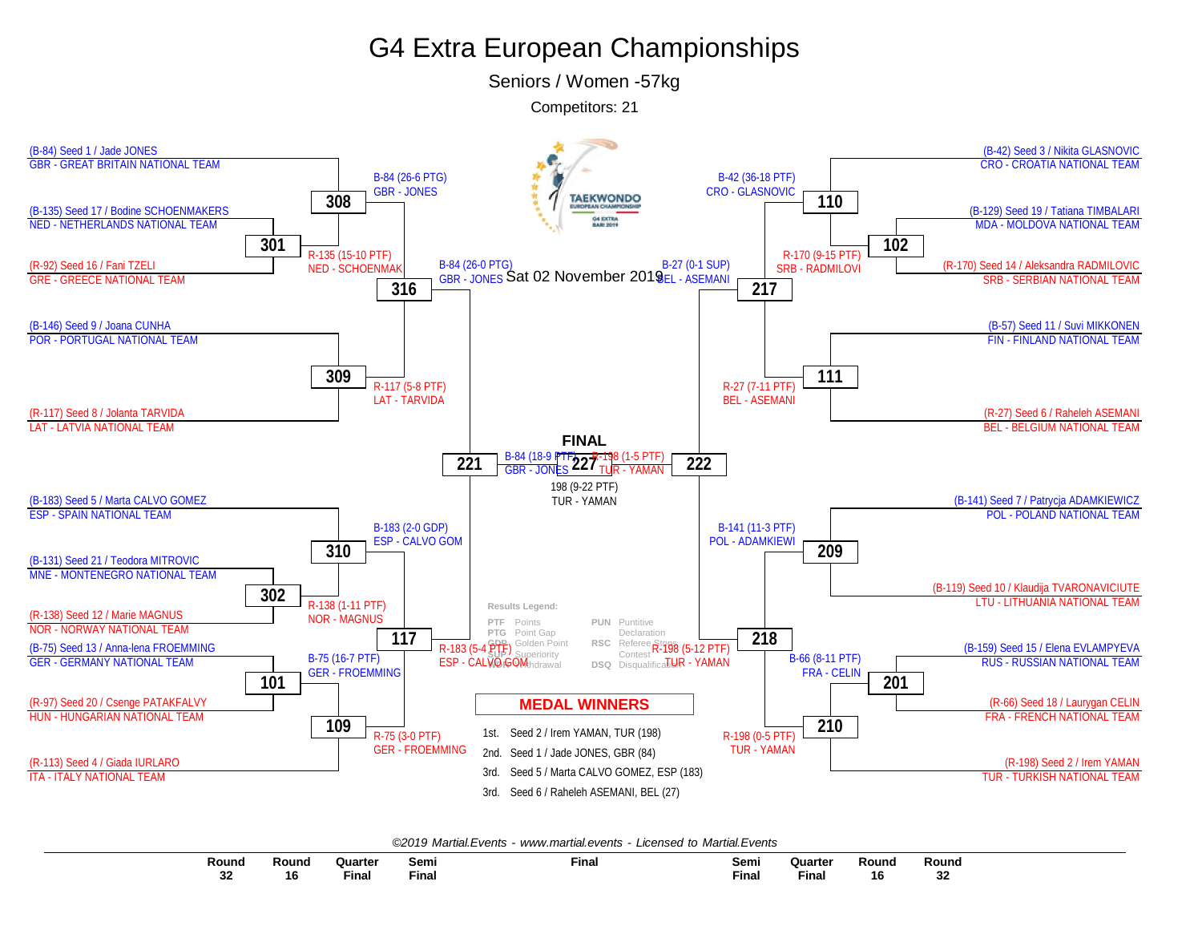# G4 Extra European Championships

## Seniors / Women -57kg

Competitors: 21

Sat 02 November 2019

(B-84) Seed 1 / Jade JONES
GBR - GREAT BRITAIN NATIONAL TEAM

(B-135) Seed 17 / Bodine SCHOENMAKERS
NED - NETHERLANDS NATIONAL TEAM

(R-92) Seed 16 / Fani TZELI
GRE - GREECE NATIONAL TEAM

(B-146) Seed 9 / Joana CUNHA
POR - PORTUGAL NATIONAL TEAM

(R-117) Seed 8 / Jolanta TARVIDA
LAT - LATVIA NATIONAL TEAM

(B-183) Seed 5 / Marta CALVO GOMEZ
ESP - SPAIN NATIONAL TEAM

(B-131) Seed 21 / Teodora MITROVIC
MNE - MONTENEGRO NATIONAL TEAM

(R-138) Seed 12 / Marie MAGNUS
NOR - NORWAY NATIONAL TEAM

(B-75) Seed 13 / Anna-lena FROEMMING
GER - GERMANY NATIONAL TEAM

(R-97) Seed 20 / Csenge PATAKFALVY
HUN - HUNGARIAN NATIONAL TEAM

(R-113) Seed 4 / Giada IURLARO
ITA - ITALY NATIONAL TEAM

(B-42) Seed 3 / Nikita GLASNOVIC
CRO - CROATIA NATIONAL TEAM

(B-129) Seed 19 / Tatiana TIMBALARI
MDA - MOLDOVA NATIONAL TEAM

(R-170) Seed 14 / Aleksandra RADMILOVIC
SRB - SERBIAN NATIONAL TEAM

(B-57) Seed 11 / Suvi MIKKONEN
FIN - FINLAND NATIONAL TEAM

(R-27) Seed 6 / Raheleh ASEMANI
BEL - BELGIUM NATIONAL TEAM

(B-141) Seed 7 / Patrycja ADAMKIEWICZ
POL - POLAND NATIONAL TEAM

(R-119) Seed 10 / Klaudija TVARONAVICIUTE
LTU - LITHUANIA NATIONAL TEAM

(B-159) Seed 15 / Elena EVLAMPYEVA
RUS - RUSSIAN NATIONAL TEAM

(R-66) Seed 18 / Laurygan CELIN
FRA - FRENCH NATIONAL TEAM

(R-198) Seed 2 / Irem YAMAN
TUR - TURKISH NATIONAL TEAM

### Round 32 / Round 16

- 301: R-135 (15-10 PTF) NED - SCHOENMAK
- 302: R-138 (1-11 PTF) NOR - MAGNUS
- 101: B-75 (16-7 PTF) GER - FROEMMING
- 102: R-170 (9-15 PTF) SRB - RADMILOVI
- 201: B-66 (8-11 PTF) FRA - CELIN

### Round 16

- 308: B-84 (26-6 PTG) GBR - JONES
- 309: R-117 (5-8 PTF) LAT - TARVIDA
- 310: B-183 (2-0 GDP) ESP - CALVO GOM
- 109: R-75 (3-0 PTF) GER - FROEMMING
- 110: B-42 (36-18 PTF) CRO - GLASNOVIC
- 111: R-27 (7-11 PTF) BEL - ASEMANI
- 209: B-141 (11-3 PTF) POL - ADAMKIEWI
- 210: R-198 (0-5 PTF) TUR - YAMAN

### Quarter Final

- 316: B-84 (26-0 PTG) GBR - JONES
- 117: R-183 (5-4 PTF) ESP - CALVO GOM
- 217: B-27 (0-1 SUP) BEL - ASEMANI
- 218: R-198 (5-12 PTF) TUR - YAMAN

### Semi Final

- 221: B-84 (18-9 PTF) GBR - JONES
- 222: R-198 (1-5 PTF) TUR - YAMAN

### FINAL

- 227: 198 (9-22 PTF) TUR - YAMAN

**Results Legend:**

- PTF Points
- PTG Point Gap
- GDP Golden Point
- SUP Superiority
- WDR Withdrawal
- PUN Puntitive Declaration
- RSC Referee Stops Contest
- DSQ Disqualification

### MEDAL WINNERS

1st. Seed 2 / Irem YAMAN, TUR (198)
2nd. Seed 1 / Jade JONES, GBR (84)
3rd. Seed 5 / Marta CALVO GOMEZ, ESP (183)
3rd. Seed 6 / Raheleh ASEMANI, BEL (27)

*©2019 Martial.Events - www.martial.events - Licensed to Martial.Events*

Round 32 | Round 16 | Quarter Final | Semi Final | Final | Semi Final | Quarter Final | Round 16 | Round 32